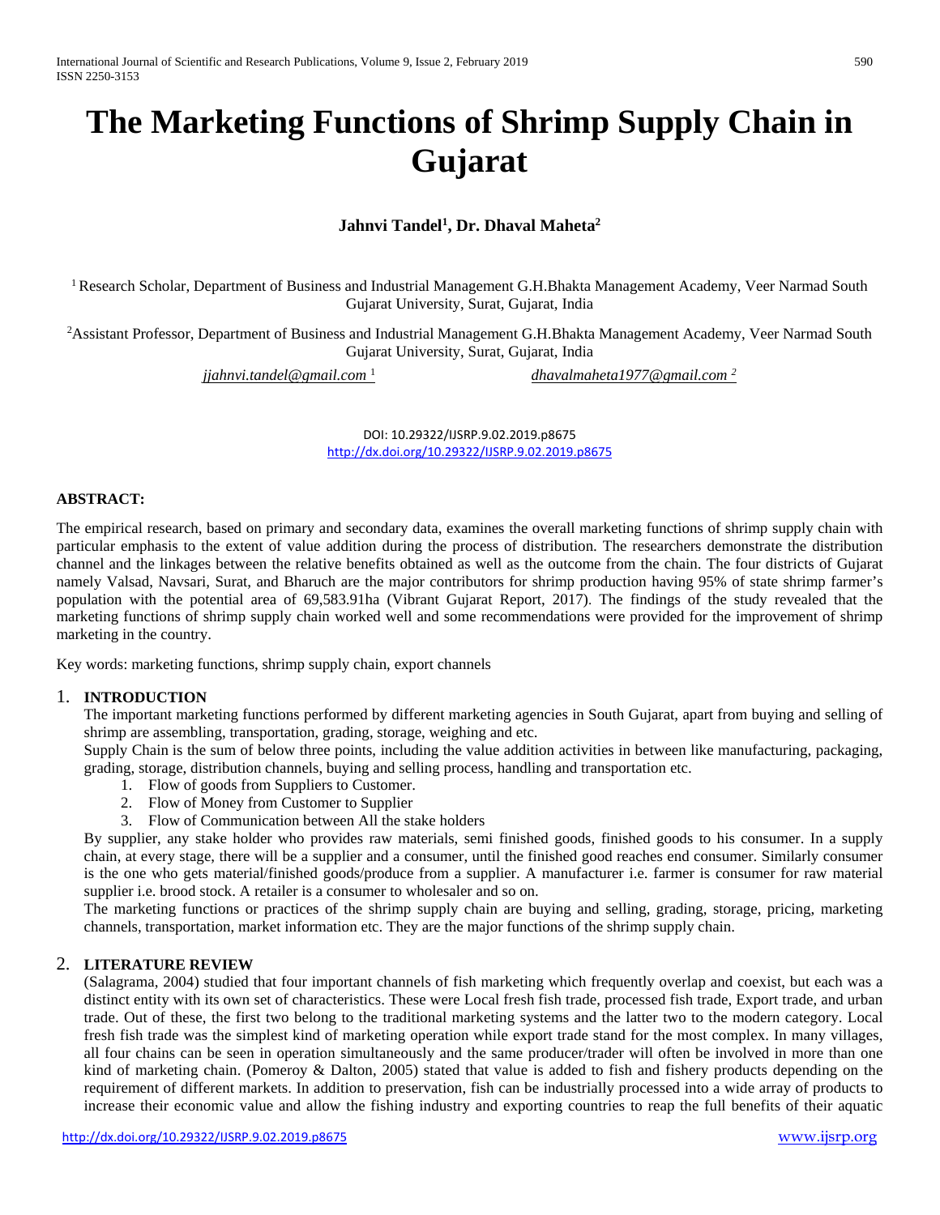# The Marketing Functions of Shrimp Supply Chain in Gujarat

**Jahnvi Tandel[1], Dr. Dhaval Maheta[2]**

[1] Research Scholar, Department of Business and Industrial Management G.H.Bhakta Management Academy, Veer Narmad South Gujarat University, Surat, Gujarat, India

[2] Assistant Professor, Department of Business and Industrial Management G.H.Bhakta Management Academy, Veer Narmad South Gujarat University, Surat, Gujarat, India

*jjahnvi.tandel@gmail.com* [1] *dhavalmaheta1977@gmail.com* [2]

DOI: 10.29322/IJSRP.9.02.2019.p8675
http://dx.doi.org/10.29322/IJSRP.9.02.2019.p8675

**ABSTRACT:**

The empirical research, based on primary and secondary data, examines the overall marketing functions of shrimp supply chain with particular emphasis to the extent of value addition during the process of distribution. The researchers demonstrate the distribution channel and the linkages between the relative benefits obtained as well as the outcome from the chain. The four districts of Gujarat namely Valsad, Navsari, Surat, and Bharuch are the major contributors for shrimp production having 95% of state shrimp farmer's population with the potential area of 69,583.91ha (Vibrant Gujarat Report, 2017). The findings of the study revealed that the marketing functions of shrimp supply chain worked well and some recommendations were provided for the improvement of shrimp marketing in the country.

Key words: marketing functions, shrimp supply chain, export channels

## 1. INTRODUCTION

The important marketing functions performed by different marketing agencies in South Gujarat, apart from buying and selling of shrimp are assembling, transportation, grading, storage, weighing and etc.

Supply Chain is the sum of below three points, including the value addition activities in between like manufacturing, packaging, grading, storage, distribution channels, buying and selling process, handling and transportation etc.

1. Flow of goods from Suppliers to Customer.
2. Flow of Money from Customer to Supplier
3. Flow of Communication between All the stake holders

By supplier, any stake holder who provides raw materials, semi finished goods, finished goods to his consumer. In a supply chain, at every stage, there will be a supplier and a consumer, until the finished good reaches end consumer. Similarly consumer is the one who gets material/finished goods/produce from a supplier. A manufacturer i.e. farmer is consumer for raw material supplier i.e. brood stock. A retailer is a consumer to wholesaler and so on.

The marketing functions or practices of the shrimp supply chain are buying and selling, grading, storage, pricing, marketing channels, transportation, market information etc. They are the major functions of the shrimp supply chain.

## 2. LITERATURE REVIEW

(Salagrama, 2004) studied that four important channels of fish marketing which frequently overlap and coexist, but each was a distinct entity with its own set of characteristics. These were Local fresh fish trade, processed fish trade, Export trade, and urban trade. Out of these, the first two belong to the traditional marketing systems and the latter two to the modern category. Local fresh fish trade was the simplest kind of marketing operation while export trade stand for the most complex. In many villages, all four chains can be seen in operation simultaneously and the same producer/trader will often be involved in more than one kind of marketing chain. (Pomeroy & Dalton, 2005) stated that value is added to fish and fishery products depending on the requirement of different markets. In addition to preservation, fish can be industrially processed into a wide array of products to increase their economic value and allow the fishing industry and exporting countries to reap the full benefits of their aquatic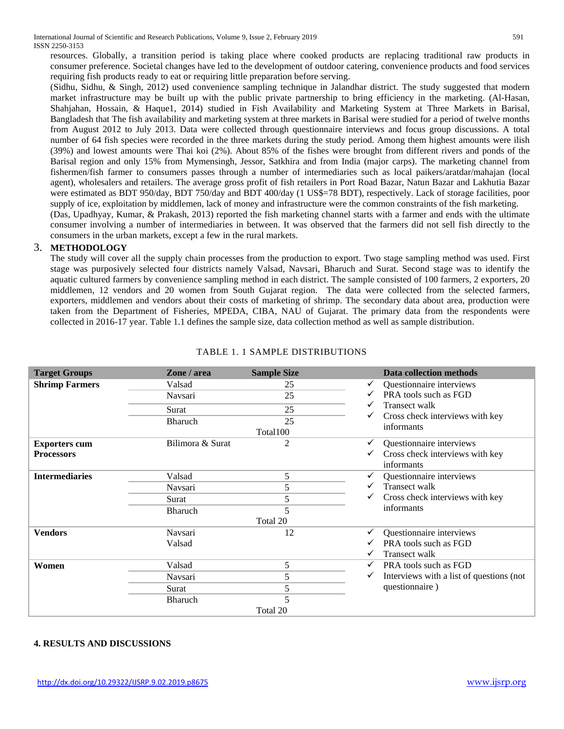resources. Globally, a transition period is taking place where cooked products are replacing traditional raw products in consumer preference. Societal changes have led to the development of outdoor catering, convenience products and food services requiring fish products ready to eat or requiring little preparation before serving.

(Sidhu, Sidhu, & Singh, 2012) used convenience sampling technique in Jalandhar district. The study suggested that modern market infrastructure may be built up with the public private partnership to bring efficiency in the marketing. (Al-Hasan, Shahjahan, Hossain, & Haque1, 2014) studied in Fish Availability and Marketing System at Three Markets in Barisal, Bangladesh that The fish availability and marketing system at three markets in Barisal were studied for a period of twelve months from August 2012 to July 2013. Data were collected through questionnaire interviews and focus group discussions. A total number of 64 fish species were recorded in the three markets during the study period. Among them highest amounts were ilish (39%) and lowest amounts were Thai koi (2%). About 85% of the fishes were brought from different rivers and ponds of the Barisal region and only 15% from Mymensingh, Jessor, Satkhira and from India (major carps). The marketing channel from fishermen/fish farmer to consumers passes through a number of intermediaries such as local paikers/aratdar/mahajan (local agent), wholesalers and retailers. The average gross profit of fish retailers in Port Road Bazar, Natun Bazar and Lakhutia Bazar were estimated as BDT 950/day, BDT 750/day and BDT 400/day (1 US$=78 BDT), respectively. Lack of storage facilities, poor supply of ice, exploitation by middlemen, lack of money and infrastructure were the common constraints of the fish marketing.

(Das, Upadhyay, Kumar, & Prakash, 2013) reported the fish marketing channel starts with a farmer and ends with the ultimate consumer involving a number of intermediaries in between. It was observed that the farmers did not sell fish directly to the consumers in the urban markets, except a few in the rural markets.

## 3. METHODOLOGY

The study will cover all the supply chain processes from the production to export. Two stage sampling method was used. First stage was purposively selected four districts namely Valsad, Navsari, Bharuch and Surat. Second stage was to identify the aquatic cultured farmers by convenience sampling method in each district. The sample consisted of 100 farmers, 2 exporters, 20 middlemen, 12 vendors and 20 women from South Gujarat region. The data were collected from the selected farmers, exporters, middlemen and vendors about their costs of marketing of shrimp. The secondary data about area, production were taken from the Department of Fisheries, MPEDA, CIBA, NAU of Gujarat. The primary data from the respondents were collected in 2016-17 year. Table 1.1 defines the sample size, data collection method as well as sample distribution.

TABLE 1. 1 SAMPLE DISTRIBUTIONS

| Target Groups | Zone / area | Sample Size | Data collection methods |
|---|---|---|---|
| **Shrimp Farmers** | Valsad | 25 | ✓ Questionnaire interviews<br>✓ PRA tools such as FGD<br>✓ Transect walk<br>✓ Cross check interviews with key informants |
| | Navsari | 25 | |
| | Surat | 25 | |
| | Bharuch | 25 | |
| | | Total100 | |
| **Exporters cum Processors** | Bilimora & Surat | 2 | ✓ Questionnaire interviews<br>✓ Cross check interviews with key informants |
| **Intermediaries** | Valsad | 5 | ✓ Questionnaire interviews<br>✓ Transect walk<br>✓ Cross check interviews with key informants |
| | Navsari | 5 | |
| | Surat | 5 | |
| | Bharuch | 5 | |
| | | Total 20 | |
| **Vendors** | Navsari<br>Valsad | 12 | ✓ Questionnaire interviews<br>✓ PRA tools such as FGD<br>✓ Transect walk |
| **Women** | Valsad | 5 | ✓ PRA tools such as FGD<br>✓ Interviews with a list of questions (not questionnaire ) |
| | Navsari | 5 | |
| | Surat | 5 | |
| | Bharuch | 5 | |
| | | Total 20 | |

## 4. RESULTS AND DISCUSSIONS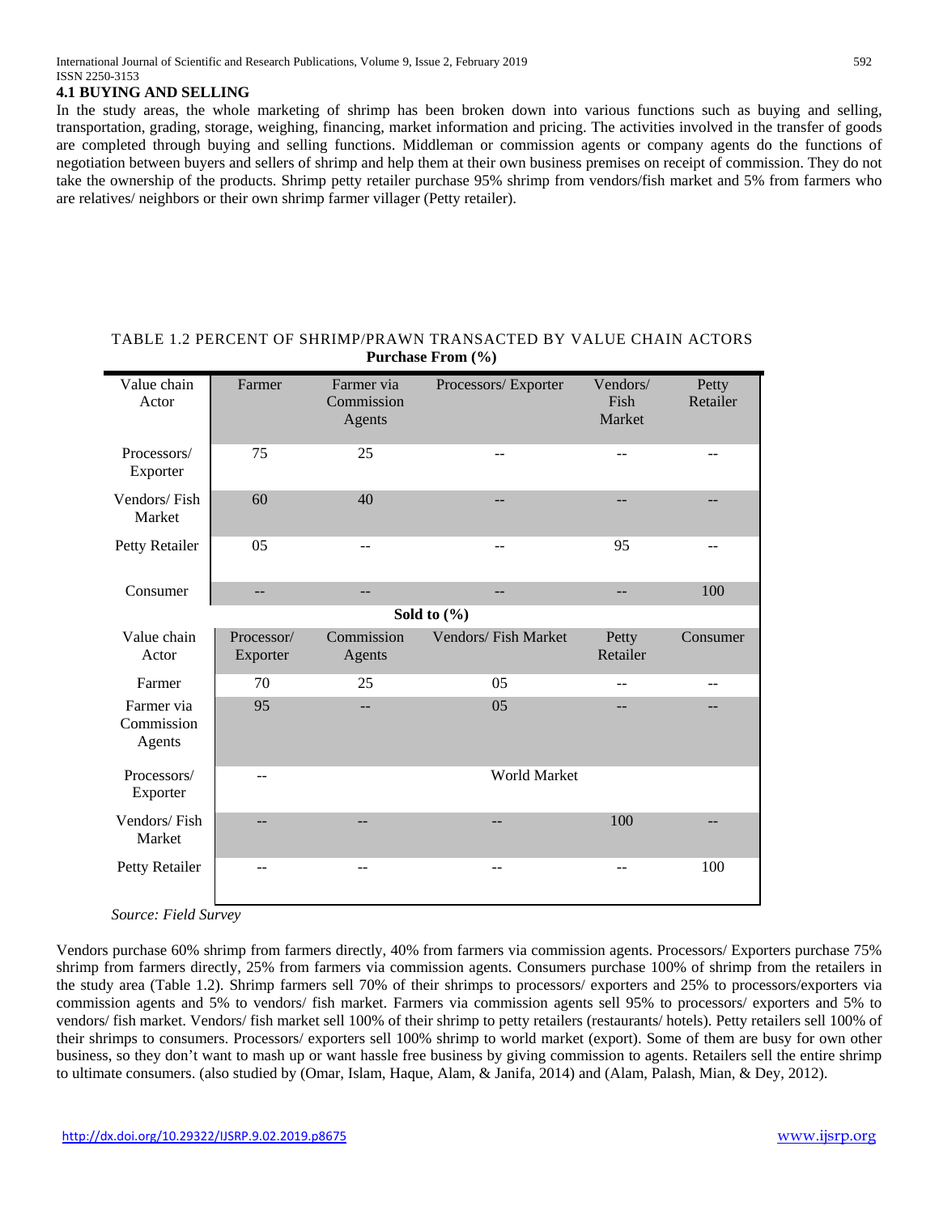### 4.1 BUYING AND SELLING

In the study areas, the whole marketing of shrimp has been broken down into various functions such as buying and selling, transportation, grading, storage, weighing, financing, market information and pricing. The activities involved in the transfer of goods are completed through buying and selling functions. Middleman or commission agents or company agents do the functions of negotiation between buyers and sellers of shrimp and help them at their own business premises on receipt of commission. They do not take the ownership of the products. Shrimp petty retailer purchase 95% shrimp from vendors/fish market and 5% from farmers who are relatives/ neighbors or their own shrimp farmer villager (Petty retailer).

TABLE 1.2 PERCENT OF SHRIMP/PRAWN TRANSACTED BY VALUE CHAIN ACTORS

| | **Purchase From (%)** | | | | |
|---|---|---|---|---|---|
| Value chain Actor | Farmer | Farmer via Commission Agents | Processors/ Exporter | Vendors/ Fish Market | Petty Retailer |
| Processors/ Exporter | 75 | 25 | -- | -- | -- |
| Vendors/ Fish Market | 60 | 40 | -- | -- | -- |
| Petty Retailer | 05 | -- | -- | 95 | -- |
| Consumer | -- | -- | -- | -- | 100 |
| | **Sold to (%)** | | | | |
| Value chain Actor | Processor/ Exporter | Commission Agents | Vendors/ Fish Market | Petty Retailer | Consumer |
| Farmer | 70 | 25 | 05 | -- | -- |
| Farmer via Commission Agents | 95 | -- | 05 | -- | -- |
| Processors/ Exporter | -- | | World Market | | |
| Vendors/ Fish Market | -- | -- | -- | 100 | -- |
| Petty Retailer | -- | -- | -- | -- | 100 |

*Source: Field Survey*

Vendors purchase 60% shrimp from farmers directly, 40% from farmers via commission agents. Processors/ Exporters purchase 75% shrimp from farmers directly, 25% from farmers via commission agents. Consumers purchase 100% of shrimp from the retailers in the study area (Table 1.2). Shrimp farmers sell 70% of their shrimps to processors/ exporters and 25% to processors/exporters via commission agents and 5% to vendors/ fish market. Farmers via commission agents sell 95% to processors/ exporters and 5% to vendors/ fish market. Vendors/ fish market sell 100% of their shrimp to petty retailers (restaurants/ hotels). Petty retailers sell 100% of their shrimps to consumers. Processors/ exporters sell 100% shrimp to world market (export). Some of them are busy for own other business, so they don't want to mash up or want hassle free business by giving commission to agents. Retailers sell the entire shrimp to ultimate consumers. (also studied by (Omar, Islam, Haque, Alam, & Janifa, 2014) and (Alam, Palash, Mian, & Dey, 2012).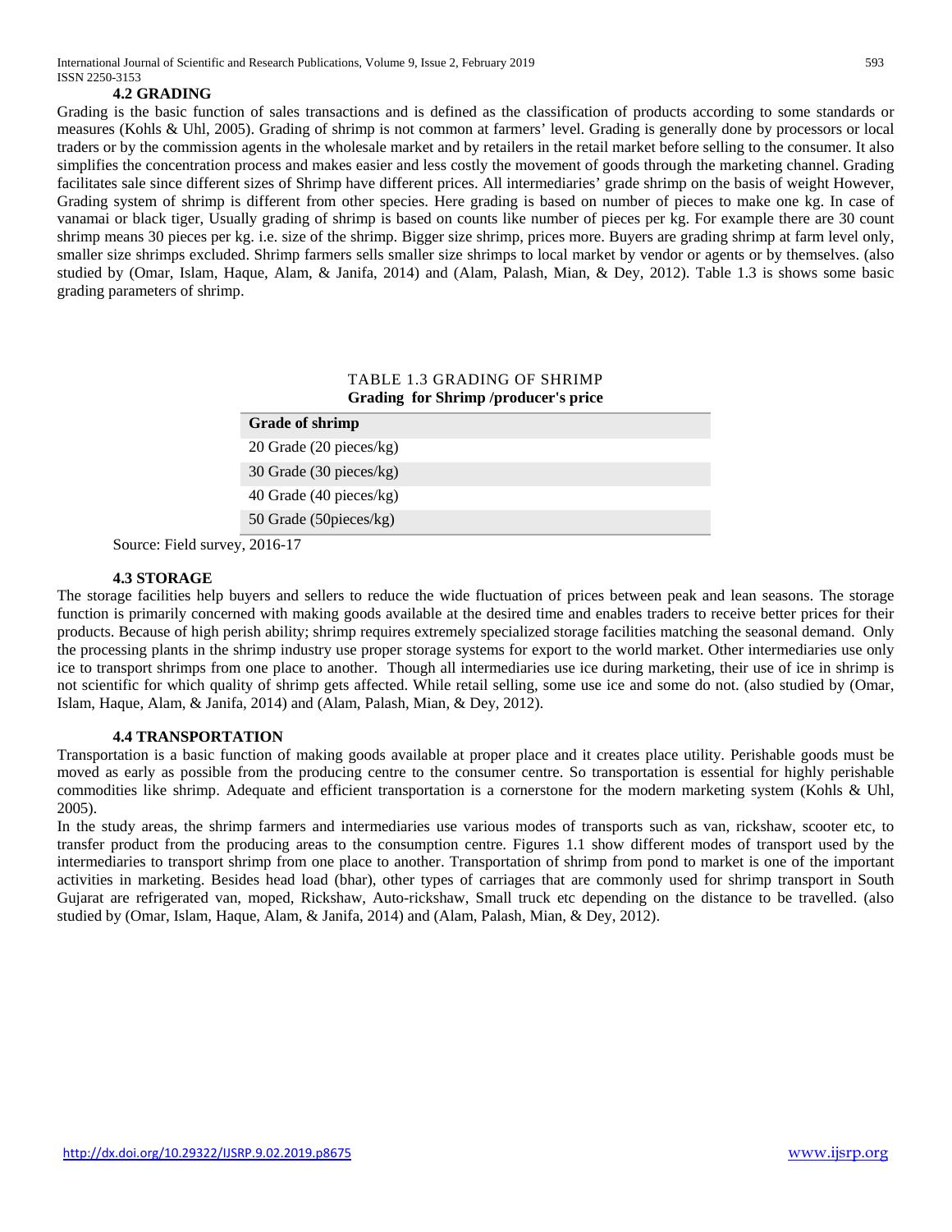### 4.2 GRADING

Grading is the basic function of sales transactions and is defined as the classification of products according to some standards or measures (Kohls & Uhl, 2005). Grading of shrimp is not common at farmers' level. Grading is generally done by processors or local traders or by the commission agents in the wholesale market and by retailers in the retail market before selling to the consumer. It also simplifies the concentration process and makes easier and less costly the movement of goods through the marketing channel. Grading facilitates sale since different sizes of Shrimp have different prices. All intermediaries' grade shrimp on the basis of weight However, Grading system of shrimp is different from other species. Here grading is based on number of pieces to make one kg. In case of vanamai or black tiger, Usually grading of shrimp is based on counts like number of pieces per kg. For example there are 30 count shrimp means 30 pieces per kg. i.e. size of the shrimp. Bigger size shrimp, prices more. Buyers are grading shrimp at farm level only, smaller size shrimps excluded. Shrimp farmers sells smaller size shrimps to local market by vendor or agents or by themselves. (also studied by (Omar, Islam, Haque, Alam, & Janifa, 2014) and (Alam, Palash, Mian, & Dey, 2012). Table 1.3 is shows some basic grading parameters of shrimp.

TABLE 1.3 GRADING OF SHRIMP

**Grading for Shrimp /producer's price**

| Grade of shrimp |
|---|
| 20 Grade (20 pieces/kg) |
| 30 Grade (30 pieces/kg) |
| 40 Grade (40 pieces/kg) |
| 50 Grade (50pieces/kg) |

Source: Field survey, 2016-17

### 4.3 STORAGE

The storage facilities help buyers and sellers to reduce the wide fluctuation of prices between peak and lean seasons. The storage function is primarily concerned with making goods available at the desired time and enables traders to receive better prices for their products. Because of high perish ability; shrimp requires extremely specialized storage facilities matching the seasonal demand. Only the processing plants in the shrimp industry use proper storage systems for export to the world market. Other intermediaries use only ice to transport shrimps from one place to another. Though all intermediaries use ice during marketing, their use of ice in shrimp is not scientific for which quality of shrimp gets affected. While retail selling, some use ice and some do not. (also studied by (Omar, Islam, Haque, Alam, & Janifa, 2014) and (Alam, Palash, Mian, & Dey, 2012).

### 4.4 TRANSPORTATION

Transportation is a basic function of making goods available at proper place and it creates place utility. Perishable goods must be moved as early as possible from the producing centre to the consumer centre. So transportation is essential for highly perishable commodities like shrimp. Adequate and efficient transportation is a cornerstone for the modern marketing system (Kohls & Uhl, 2005).

In the study areas, the shrimp farmers and intermediaries use various modes of transports such as van, rickshaw, scooter etc, to transfer product from the producing areas to the consumption centre. Figures 1.1 show different modes of transport used by the intermediaries to transport shrimp from one place to another. Transportation of shrimp from pond to market is one of the important activities in marketing. Besides head load (bhar), other types of carriages that are commonly used for shrimp transport in South Gujarat are refrigerated van, moped, Rickshaw, Auto-rickshaw, Small truck etc depending on the distance to be travelled. (also studied by (Omar, Islam, Haque, Alam, & Janifa, 2014) and (Alam, Palash, Mian, & Dey, 2012).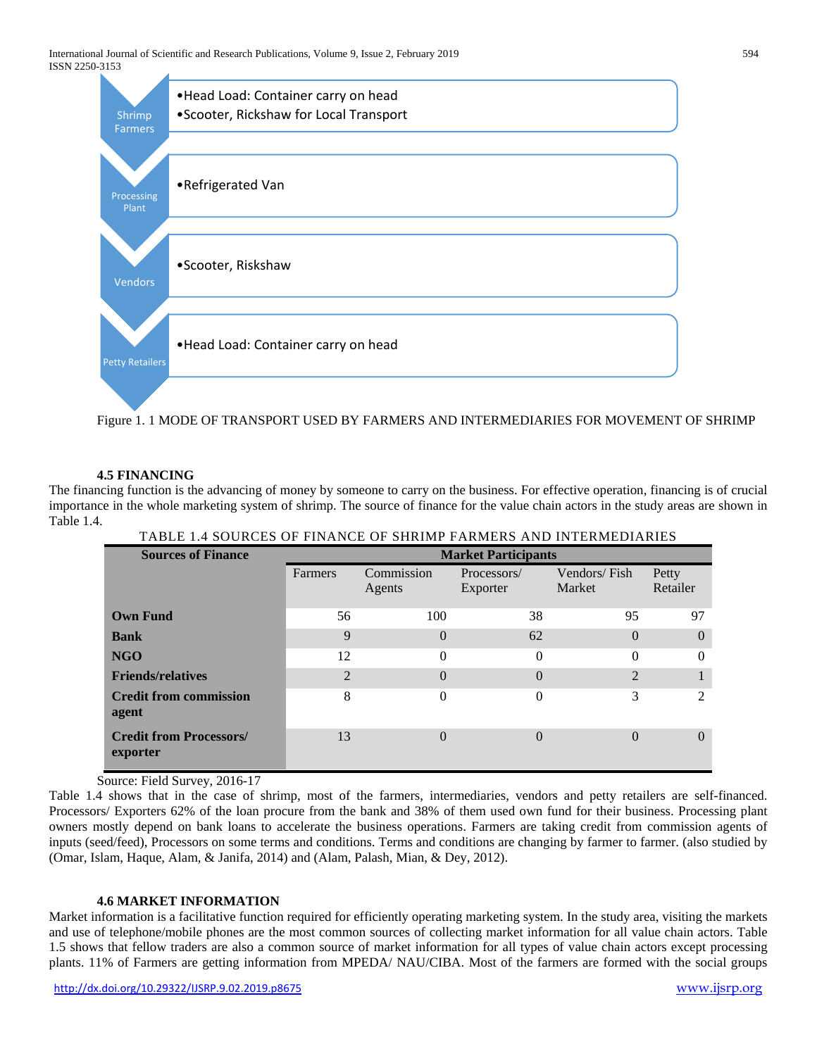- Shrimp Farmers
  - Head Load: Container carry on head
  - Scooter, Rickshaw for Local Transport
- Processing Plant
  - Refrigerated Van
- Vendors
  - Scooter, Riskshaw
- Petty Retailers
  - Head Load: Container carry on head

Figure 1. 1 MODE OF TRANSPORT USED BY FARMERS AND INTERMEDIARIES FOR MOVEMENT OF SHRIMP

### 4.5 FINANCING

The financing function is the advancing of money by someone to carry on the business. For effective operation, financing is of crucial importance in the whole marketing system of shrimp. The source of finance for the value chain actors in the study areas are shown in Table 1.4.

TABLE 1.4 SOURCES OF FINANCE OF SHRIMP FARMERS AND INTERMEDIARIES

| Sources of Finance | Market Participants | | | | |
|---|---|---|---|---|---|
| | Farmers | Commission Agents | Processors/ Exporter | Vendors/ Fish Market | Petty Retailer |
| **Own Fund** | 56 | 100 | 38 | 95 | 97 |
| **Bank** | 9 | 0 | 62 | 0 | 0 |
| **NGO** | 12 | 0 | 0 | 0 | 0 |
| **Friends/relatives** | 2 | 0 | 0 | 2 | 1 |
| **Credit from commission agent** | 8 | 0 | 0 | 3 | 2 |
| **Credit from Processors/ exporter** | 13 | 0 | 0 | 0 | 0 |

Source: Field Survey, 2016-17

Table 1.4 shows that in the case of shrimp, most of the farmers, intermediaries, vendors and petty retailers are self-financed. Processors/ Exporters 62% of the loan procure from the bank and 38% of them used own fund for their business. Processing plant owners mostly depend on bank loans to accelerate the business operations. Farmers are taking credit from commission agents of inputs (seed/feed), Processors on some terms and conditions. Terms and conditions are changing by farmer to farmer. (also studied by (Omar, Islam, Haque, Alam, & Janifa, 2014) and (Alam, Palash, Mian, & Dey, 2012).

### 4.6 MARKET INFORMATION

Market information is a facilitative function required for efficiently operating marketing system. In the study area, visiting the markets and use of telephone/mobile phones are the most common sources of collecting market information for all value chain actors. Table 1.5 shows that fellow traders are also a common source of market information for all types of value chain actors except processing plants. 11% of Farmers are getting information from MPEDA/ NAU/CIBA. Most of the farmers are formed with the social groups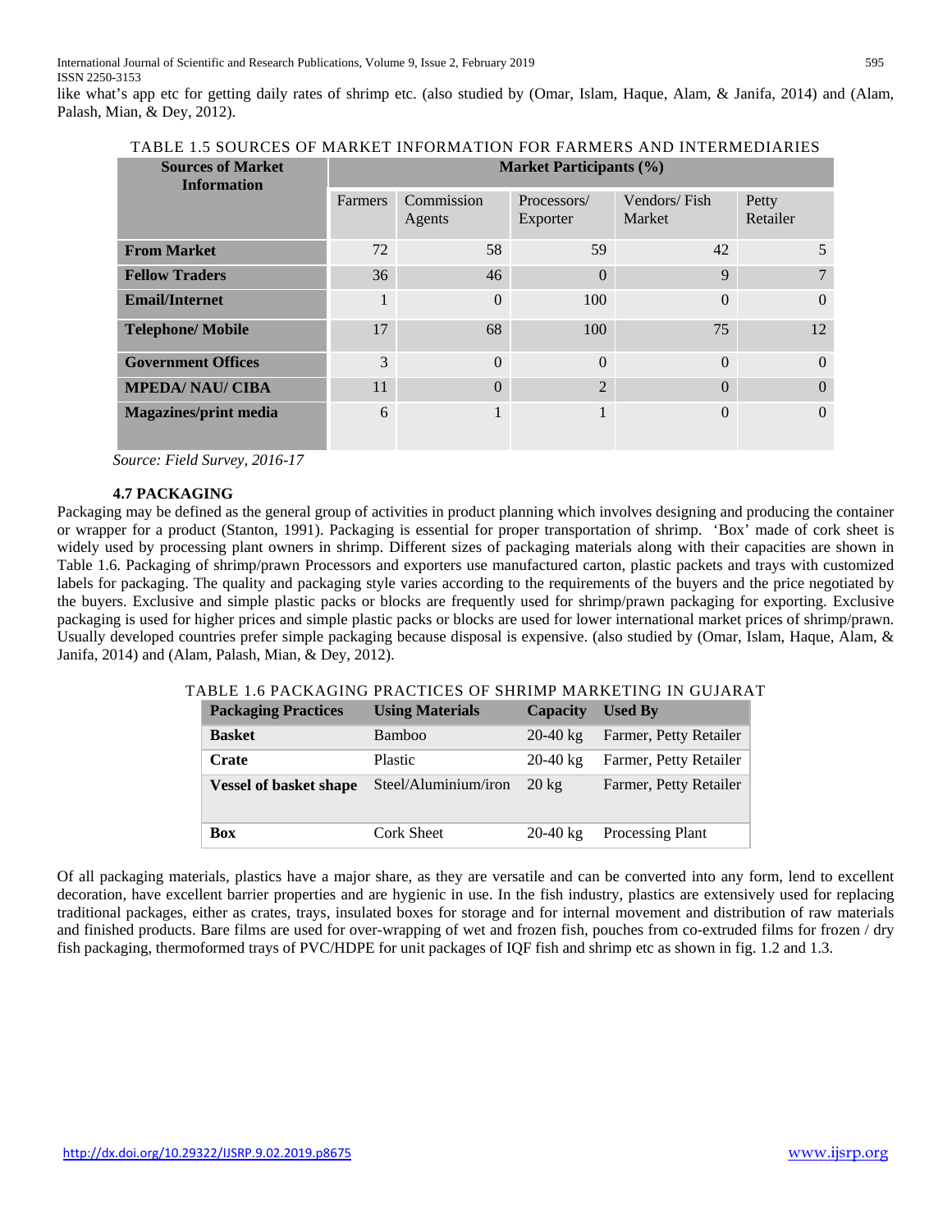like what's app etc for getting daily rates of shrimp etc. (also studied by (Omar, Islam, Haque, Alam, & Janifa, 2014) and (Alam, Palash, Mian, & Dey, 2012).

TABLE 1.5 SOURCES OF MARKET INFORMATION FOR FARMERS AND INTERMEDIARIES

| Sources of Market Information | Market Participants (%) | | | | |
|---|---|---|---|---|---|
| | Farmers | Commission Agents | Processors/ Exporter | Vendors/ Fish Market | Petty Retailer |
| **From Market** | 72 | 58 | 59 | 42 | 5 |
| **Fellow Traders** | 36 | 46 | 0 | 9 | 7 |
| **Email/Internet** | 1 | 0 | 100 | 0 | 0 |
| **Telephone/ Mobile** | 17 | 68 | 100 | 75 | 12 |
| **Government Offices** | 3 | 0 | 0 | 0 | 0 |
| **MPEDA/ NAU/ CIBA** | 11 | 0 | 2 | 0 | 0 |
| **Magazines/print media** | 6 | 1 | 1 | 0 | 0 |

*Source: Field Survey, 2016-17*

### 4.7 PACKAGING

Packaging may be defined as the general group of activities in product planning which involves designing and producing the container or wrapper for a product (Stanton, 1991). Packaging is essential for proper transportation of shrimp. 'Box' made of cork sheet is widely used by processing plant owners in shrimp. Different sizes of packaging materials along with their capacities are shown in Table 1.6. Packaging of shrimp/prawn Processors and exporters use manufactured carton, plastic packets and trays with customized labels for packaging. The quality and packaging style varies according to the requirements of the buyers and the price negotiated by the buyers. Exclusive and simple plastic packs or blocks are frequently used for shrimp/prawn packaging for exporting. Exclusive packaging is used for higher prices and simple plastic packs or blocks are used for lower international market prices of shrimp/prawn. Usually developed countries prefer simple packaging because disposal is expensive. (also studied by (Omar, Islam, Haque, Alam, & Janifa, 2014) and (Alam, Palash, Mian, & Dey, 2012).

TABLE 1.6 PACKAGING PRACTICES OF SHRIMP MARKETING IN GUJARAT

| Packaging Practices | Using Materials | Capacity | Used By |
|---|---|---|---|
| **Basket** | Bamboo | 20-40 kg | Farmer, Petty Retailer |
| **Crate** | Plastic | 20-40 kg | Farmer, Petty Retailer |
| **Vessel of basket shape** | Steel/Aluminium/iron | 20 kg | Farmer, Petty Retailer |
| **Box** | Cork Sheet | 20-40 kg | Processing Plant |

Of all packaging materials, plastics have a major share, as they are versatile and can be converted into any form, lend to excellent decoration, have excellent barrier properties and are hygienic in use. In the fish industry, plastics are extensively used for replacing traditional packages, either as crates, trays, insulated boxes for storage and for internal movement and distribution of raw materials and finished products. Bare films are used for over-wrapping of wet and frozen fish, pouches from co-extruded films for frozen / dry fish packaging, thermoformed trays of PVC/HDPE for unit packages of IQF fish and shrimp etc as shown in fig. 1.2 and 1.3.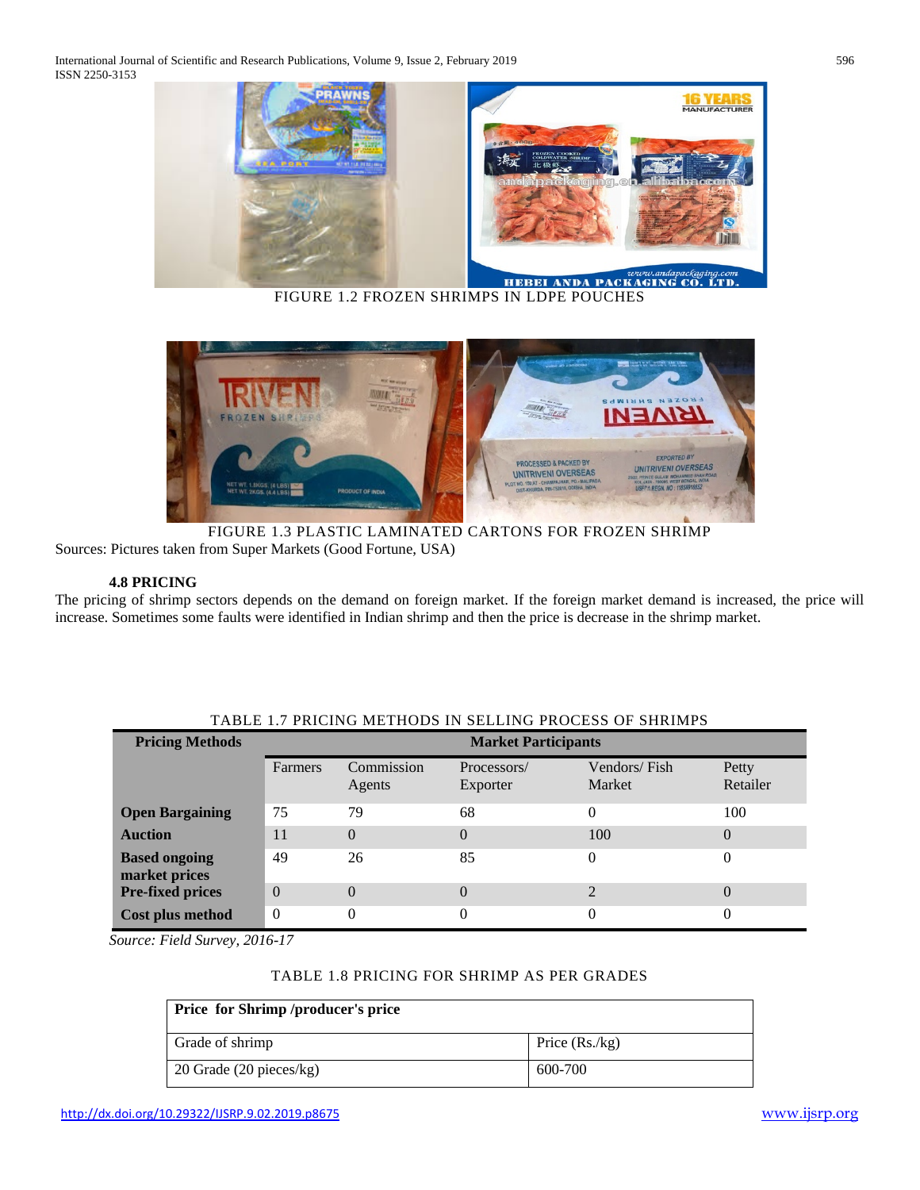FIGURE 1.2 FROZEN SHRIMPS IN LDPE POUCHES

FIGURE 1.3 PLASTIC LAMINATED CARTONS FOR FROZEN SHRIMP

Sources: Pictures taken from Super Markets (Good Fortune, USA)

### 4.8 PRICING

The pricing of shrimp sectors depends on the demand on foreign market. If the foreign market demand is increased, the price will increase. Sometimes some faults were identified in Indian shrimp and then the price is decrease in the shrimp market.

TABLE 1.7 PRICING METHODS IN SELLING PROCESS OF SHRIMPS

| Pricing Methods | Market Participants | | | | |
|---|---|---|---|---|---|
| | Farmers | Commission Agents | Processors/ Exporter | Vendors/ Fish Market | Petty Retailer |
| **Open Bargaining** | 75 | 79 | 68 | 0 | 100 |
| **Auction** | 11 | 0 | 0 | 100 | 0 |
| **Based ongoing market prices** | 49 | 26 | 85 | 0 | 0 |
| **Pre-fixed prices** | 0 | 0 | 0 | 2 | 0 |
| **Cost plus method** | 0 | 0 | 0 | 0 | 0 |

*Source: Field Survey, 2016-17*

TABLE 1.8 PRICING FOR SHRIMP AS PER GRADES

| **Price for Shrimp /producer's price** | |
|---|---|
| Grade of shrimp | Price (Rs./kg) |
| 20 Grade (20 pieces/kg) | 600-700 |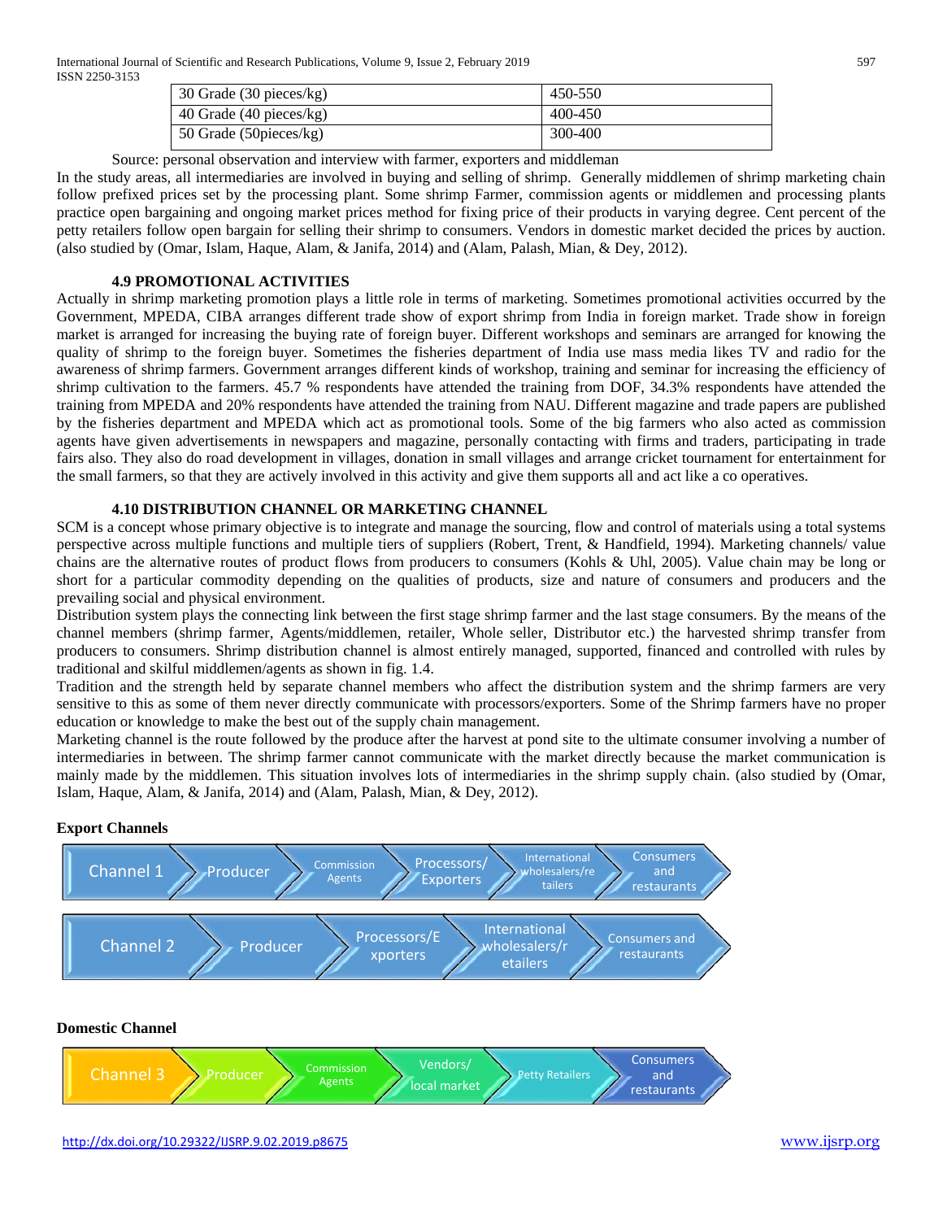| 30 Grade (30 pieces/kg) | 450-550 |
|---|---|
| 40 Grade (40 pieces/kg) | 400-450 |
| 50 Grade (50pieces/kg) | 300-400 |

Source: personal observation and interview with farmer, exporters and middleman

In the study areas, all intermediaries are involved in buying and selling of shrimp. Generally middlemen of shrimp marketing chain follow prefixed prices set by the processing plant. Some shrimp Farmer, commission agents or middlemen and processing plants practice open bargaining and ongoing market prices method for fixing price of their products in varying degree. Cent percent of the petty retailers follow open bargain for selling their shrimp to consumers. Vendors in domestic market decided the prices by auction. (also studied by (Omar, Islam, Haque, Alam, & Janifa, 2014) and (Alam, Palash, Mian, & Dey, 2012).

### 4.9 PROMOTIONAL ACTIVITIES

Actually in shrimp marketing promotion plays a little role in terms of marketing. Sometimes promotional activities occurred by the Government, MPEDA, CIBA arranges different trade show of export shrimp from India in foreign market. Trade show in foreign market is arranged for increasing the buying rate of foreign buyer. Different workshops and seminars are arranged for knowing the quality of shrimp to the foreign buyer. Sometimes the fisheries department of India use mass media likes TV and radio for the awareness of shrimp farmers. Government arranges different kinds of workshop, training and seminar for increasing the efficiency of shrimp cultivation to the farmers. 45.7 % respondents have attended the training from DOF, 34.3% respondents have attended the training from MPEDA and 20% respondents have attended the training from NAU. Different magazine and trade papers are published by the fisheries department and MPEDA which act as promotional tools. Some of the big farmers who also acted as commission agents have given advertisements in newspapers and magazine, personally contacting with firms and traders, participating in trade fairs also. They also do road development in villages, donation in small villages and arrange cricket tournament for entertainment for the small farmers, so that they are actively involved in this activity and give them supports all and act like a co operatives.

### 4.10 DISTRIBUTION CHANNEL OR MARKETING CHANNEL

SCM is a concept whose primary objective is to integrate and manage the sourcing, flow and control of materials using a total systems perspective across multiple functions and multiple tiers of suppliers (Robert, Trent, & Handfield, 1994). Marketing channels/ value chains are the alternative routes of product flows from producers to consumers (Kohls & Uhl, 2005). Value chain may be long or short for a particular commodity depending on the qualities of products, size and nature of consumers and producers and the prevailing social and physical environment.

Distribution system plays the connecting link between the first stage shrimp farmer and the last stage consumers. By the means of the channel members (shrimp farmer, Agents/middlemen, retailer, Whole seller, Distributor etc.) the harvested shrimp transfer from producers to consumers. Shrimp distribution channel is almost entirely managed, supported, financed and controlled with rules by traditional and skilful middlemen/agents as shown in fig. 1.4.

Tradition and the strength held by separate channel members who affect the distribution system and the shrimp farmers are very sensitive to this as some of them never directly communicate with processors/exporters. Some of the Shrimp farmers have no proper education or knowledge to make the best out of the supply chain management.

Marketing channel is the route followed by the produce after the harvest at pond site to the ultimate consumer involving a number of intermediaries in between. The shrimp farmer cannot communicate with the market directly because the market communication is mainly made by the middlemen. This situation involves lots of intermediaries in the shrimp supply chain. (also studied by (Omar, Islam, Haque, Alam, & Janifa, 2014) and (Alam, Palash, Mian, & Dey, 2012).

**Export Channels**

Channel 1 → Producer → Commission Agents → Processors/ Exporters → International wholesalers/retailers → Consumers and restaurants

Channel 2 → Producer → Processors/Exporters → International wholesalers/retailers → Consumers and restaurants

**Domestic Channel**

Channel 3 → Producer → Commission Agents → Vendors/ local market → Petty Retailers → Consumers and restaurants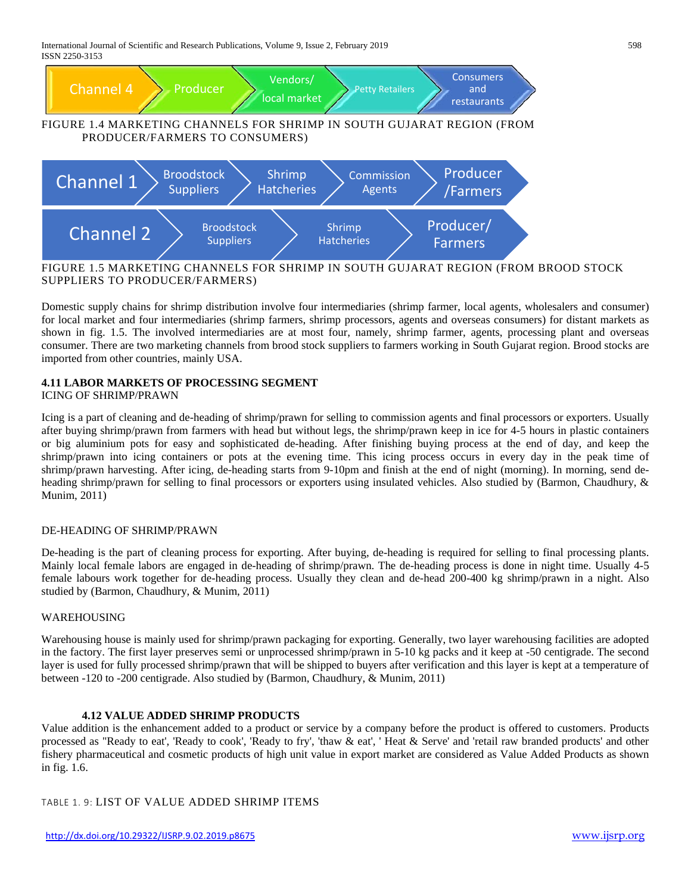Channel 4 → Producer → Vendors/ local market → Petty Retailers → Consumers and restaurants

FIGURE 1.4 MARKETING CHANNELS FOR SHRIMP IN SOUTH GUJARAT REGION (FROM PRODUCER/FARMERS TO CONSUMERS)

Channel 1 → Broodstock Suppliers → Shrimp Hatcheries → Commission Agents → Producer /Farmers

Channel 2 → Broodstock Suppliers → Shrimp Hatcheries → Producer/ Farmers

FIGURE 1.5 MARKETING CHANNELS FOR SHRIMP IN SOUTH GUJARAT REGION (FROM BROOD STOCK SUPPLIERS TO PRODUCER/FARMERS)

Domestic supply chains for shrimp distribution involve four intermediaries (shrimp farmer, local agents, wholesalers and consumer) for local market and four intermediaries (shrimp farmers, shrimp processors, agents and overseas consumers) for distant markets as shown in fig. 1.5. The involved intermediaries are at most four, namely, shrimp farmer, agents, processing plant and overseas consumer. There are two marketing channels from brood stock suppliers to farmers working in South Gujarat region. Brood stocks are imported from other countries, mainly USA.

#### 4.11 LABOR MARKETS OF PROCESSING SEGMENT

ICING OF SHRIMP/PRAWN

Icing is a part of cleaning and de-heading of shrimp/prawn for selling to commission agents and final processors or exporters. Usually after buying shrimp/prawn from farmers with head but without legs, the shrimp/prawn keep in ice for 4-5 hours in plastic containers or big aluminium pots for easy and sophisticated de-heading. After finishing buying process at the end of day, and keep the shrimp/prawn into icing containers or pots at the evening time. This icing process occurs in every day in the peak time of shrimp/prawn harvesting. After icing, de-heading starts from 9-10pm and finish at the end of night (morning). In morning, send de-heading shrimp/prawn for selling to final processors or exporters using insulated vehicles. Also studied by (Barmon, Chaudhury, & Munim, 2011)

DE-HEADING OF SHRIMP/PRAWN

De-heading is the part of cleaning process for exporting. After buying, de-heading is required for selling to final processing plants. Mainly local female labors are engaged in de-heading of shrimp/prawn. The de-heading process is done in night time. Usually 4-5 female labours work together for de-heading process. Usually they clean and de-head 200-400 kg shrimp/prawn in a night. Also studied by (Barmon, Chaudhury, & Munim, 2011)

WAREHOUSING

Warehousing house is mainly used for shrimp/prawn packaging for exporting. Generally, two layer warehousing facilities are adopted in the factory. The first layer preserves semi or unprocessed shrimp/prawn in 5-10 kg packs and it keep at -50 centigrade. The second layer is used for fully processed shrimp/prawn that will be shipped to buyers after verification and this layer is kept at a temperature of between -120 to -200 centigrade. Also studied by (Barmon, Chaudhury, & Munim, 2011)

#### 4.12 VALUE ADDED SHRIMP PRODUCTS

Value addition is the enhancement added to a product or service by a company before the product is offered to customers. Products processed as "Ready to eat', 'Ready to cook', 'Ready to fry', 'thaw & eat', ' Heat & Serve' and 'retail raw branded products' and other fishery pharmaceutical and cosmetic products of high unit value in export market are considered as Value Added Products as shown in fig. 1.6.

TABLE 1. 9: LIST OF VALUE ADDED SHRIMP ITEMS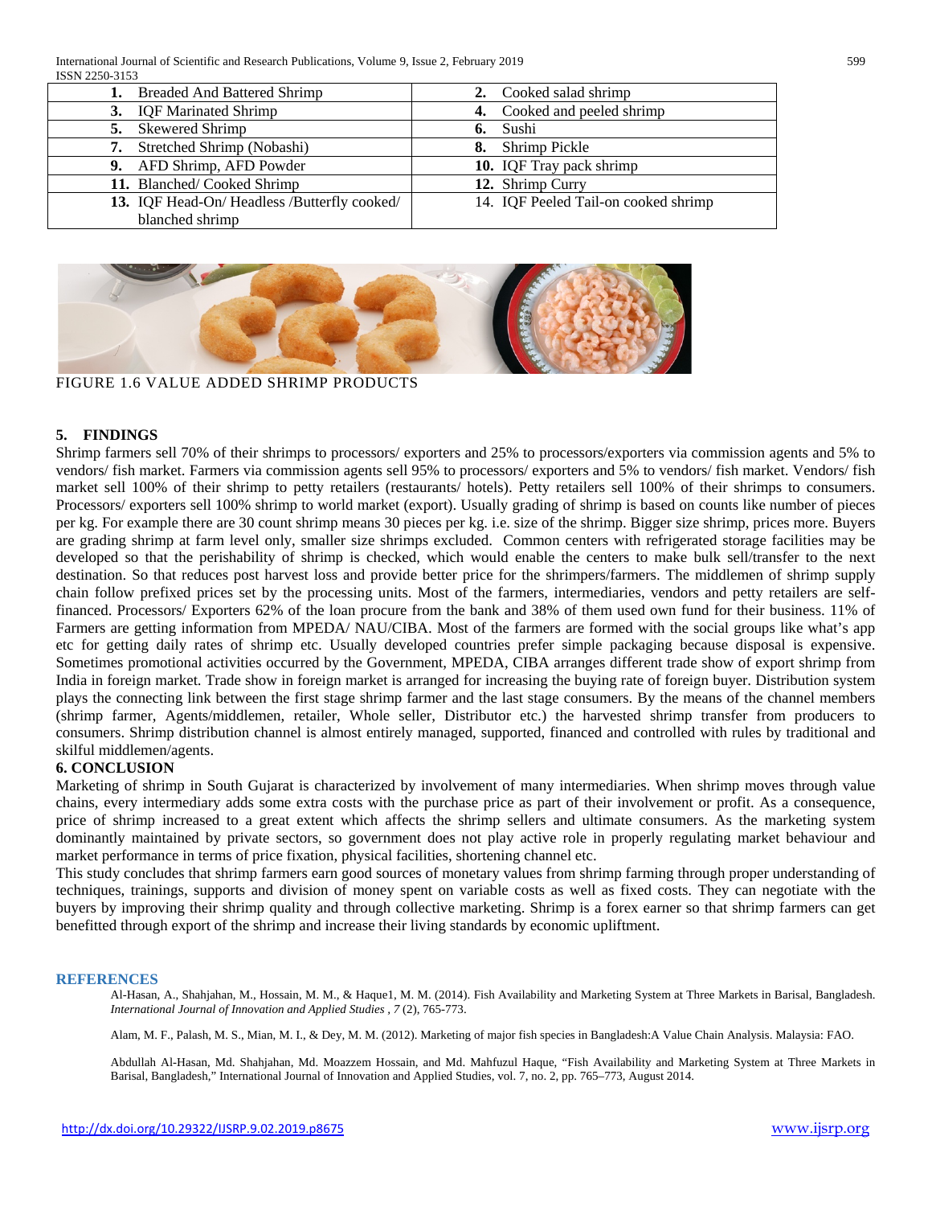| | |
|---|---|
| **1.** Breaded And Battered Shrimp | **2.** Cooked salad shrimp |
| **3.** IQF Marinated Shrimp | **4.** Cooked and peeled shrimp |
| **5.** Skewered Shrimp | **6.** Sushi |
| **7.** Stretched Shrimp (Nobashi) | **8.** Shrimp Pickle |
| **9.** AFD Shrimp, AFD Powder | **10.** IQF Tray pack shrimp |
| **11.** Blanched/ Cooked Shrimp | **12.** Shrimp Curry |
| **13.** IQF Head-On/ Headless /Butterfly cooked/ blanched shrimp | 14. IQF Peeled Tail-on cooked shrimp |

FIGURE 1.6 VALUE ADDED SHRIMP PRODUCTS

## 5. FINDINGS

Shrimp farmers sell 70% of their shrimps to processors/ exporters and 25% to processors/exporters via commission agents and 5% to vendors/ fish market. Farmers via commission agents sell 95% to processors/ exporters and 5% to vendors/ fish market. Vendors/ fish market sell 100% of their shrimp to petty retailers (restaurants/ hotels). Petty retailers sell 100% of their shrimps to consumers. Processors/ exporters sell 100% shrimp to world market (export). Usually grading of shrimp is based on counts like number of pieces per kg. For example there are 30 count shrimp means 30 pieces per kg. i.e. size of the shrimp. Bigger size shrimp, prices more. Buyers are grading shrimp at farm level only, smaller size shrimps excluded. Common centers with refrigerated storage facilities may be developed so that the perishability of shrimp is checked, which would enable the centers to make bulk sell/transfer to the next destination. So that reduces post harvest loss and provide better price for the shrimpers/farmers. The middlemen of shrimp supply chain follow prefixed prices set by the processing units. Most of the farmers, intermediaries, vendors and petty retailers are self-financed. Processors/ Exporters 62% of the loan procure from the bank and 38% of them used own fund for their business. 11% of Farmers are getting information from MPEDA/ NAU/CIBA. Most of the farmers are formed with the social groups like what's app etc for getting daily rates of shrimp etc. Usually developed countries prefer simple packaging because disposal is expensive. Sometimes promotional activities occurred by the Government, MPEDA, CIBA arranges different trade show of export shrimp from India in foreign market. Trade show in foreign market is arranged for increasing the buying rate of foreign buyer. Distribution system plays the connecting link between the first stage shrimp farmer and the last stage consumers. By the means of the channel members (shrimp farmer, Agents/middlemen, retailer, Whole seller, Distributor etc.) the harvested shrimp transfer from producers to consumers. Shrimp distribution channel is almost entirely managed, supported, financed and controlled with rules by traditional and skilful middlemen/agents.

## 6. CONCLUSION

Marketing of shrimp in South Gujarat is characterized by involvement of many intermediaries. When shrimp moves through value chains, every intermediary adds some extra costs with the purchase price as part of their involvement or profit. As a consequence, price of shrimp increased to a great extent which affects the shrimp sellers and ultimate consumers. As the marketing system dominantly maintained by private sectors, so government does not play active role in properly regulating market behaviour and market performance in terms of price fixation, physical facilities, shortening channel etc.

This study concludes that shrimp farmers earn good sources of monetary values from shrimp farming through proper understanding of techniques, trainings, supports and division of money spent on variable costs as well as fixed costs. They can negotiate with the buyers by improving their shrimp quality and through collective marketing. Shrimp is a forex earner so that shrimp farmers can get benefitted through export of the shrimp and increase their living standards by economic upliftment.

## REFERENCES

Al-Hasan, A., Shahjahan, M., Hossain, M. M., & Haque1, M. M. (2014). Fish Availability and Marketing System at Three Markets in Barisal, Bangladesh. *International Journal of Innovation and Applied Studies , 7* (2), 765-773.

Alam, M. F., Palash, M. S., Mian, M. I., & Dey, M. M. (2012). Marketing of major fish species in Bangladesh:A Value Chain Analysis. Malaysia: FAO.

Abdullah Al-Hasan, Md. Shahjahan, Md. Moazzem Hossain, and Md. Mahfuzul Haque, "Fish Availability and Marketing System at Three Markets in Barisal, Bangladesh," International Journal of Innovation and Applied Studies, vol. 7, no. 2, pp. 765–773, August 2014.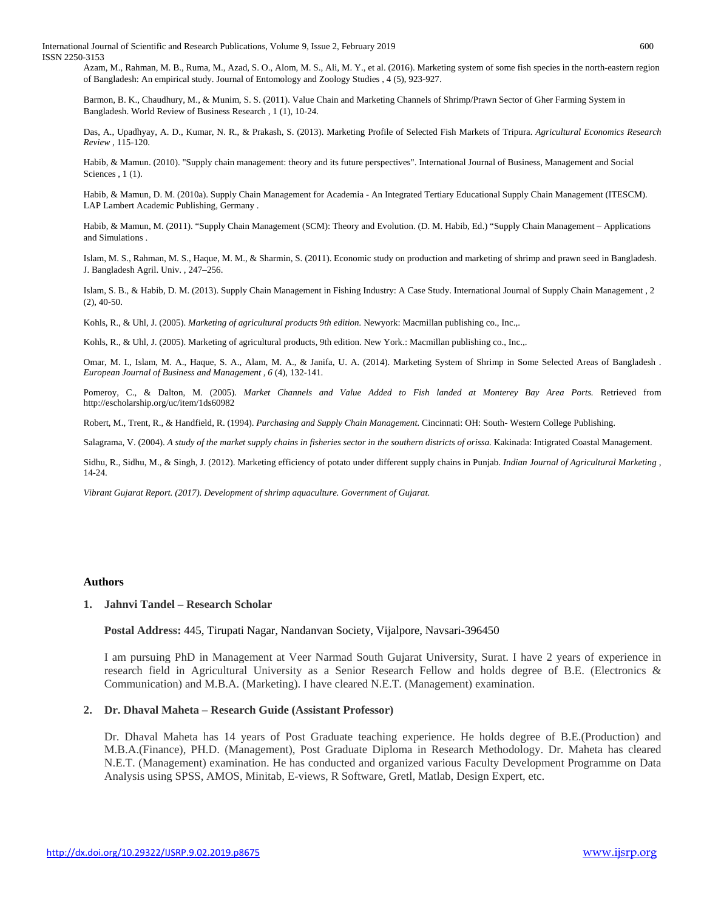Azam, M., Rahman, M. B., Ruma, M., Azad, S. O., Alom, M. S., Ali, M. Y., et al. (2016). Marketing system of some fish species in the north-eastern region of Bangladesh: An empirical study. Journal of Entomology and Zoology Studies , 4 (5), 923-927.

Barmon, B. K., Chaudhury, M., & Munim, S. S. (2011). Value Chain and Marketing Channels of Shrimp/Prawn Sector of Gher Farming System in Bangladesh. World Review of Business Research , 1 (1), 10-24.

Das, A., Upadhyay, A. D., Kumar, N. R., & Prakash, S. (2013). Marketing Profile of Selected Fish Markets of Tripura. *Agricultural Economics Research Review* , 115-120.

Habib, & Mamun. (2010). "Supply chain management: theory and its future perspectives". International Journal of Business, Management and Social Sciences , 1 (1).

Habib, & Mamun, D. M. (2010a). Supply Chain Management for Academia - An Integrated Tertiary Educational Supply Chain Management (ITESCM). LAP Lambert Academic Publishing, Germany .

Habib, & Mamun, M. (2011). "Supply Chain Management (SCM): Theory and Evolution. (D. M. Habib, Ed.) "Supply Chain Management – Applications and Simulations .

Islam, M. S., Rahman, M. S., Haque, M. M., & Sharmin, S. (2011). Economic study on production and marketing of shrimp and prawn seed in Bangladesh. J. Bangladesh Agril. Univ. , 247–256.

Islam, S. B., & Habib, D. M. (2013). Supply Chain Management in Fishing Industry: A Case Study. International Journal of Supply Chain Management , 2 (2), 40-50.

Kohls, R., & Uhl, J. (2005). *Marketing of agricultural products 9th edition.* Newyork: Macmillan publishing co., Inc.,.

Kohls, R., & Uhl, J. (2005). Marketing of agricultural products, 9th edition. New York.: Macmillan publishing co., Inc.,.

Omar, M. I., Islam, M. A., Haque, S. A., Alam, M. A., & Janifa, U. A. (2014). Marketing System of Shrimp in Some Selected Areas of Bangladesh . *European Journal of Business and Management , 6* (4), 132-141.

Pomeroy, C., & Dalton, M. (2005). *Market Channels and Value Added to Fish landed at Monterey Bay Area Ports.* Retrieved from http://escholarship.org/uc/item/1ds60982

Robert, M., Trent, R., & Handfield, R. (1994). *Purchasing and Supply Chain Management.* Cincinnati: OH: South- Western College Publishing.

Salagrama, V. (2004). *A study of the market supply chains in fisheries sector in the southern districts of orissa.* Kakinada: Intigrated Coastal Management.

Sidhu, R., Sidhu, M., & Singh, J. (2012). Marketing efficiency of potato under different supply chains in Punjab. *Indian Journal of Agricultural Marketing* , 14-24.

*Vibrant Gujarat Report. (2017). Development of shrimp aquaculture. Government of Gujarat.*

## Authors

1. **Jahnvi Tandel – Research Scholar**

   **Postal Address:** 445, Tirupati Nagar, Nandanvan Society, Vijalpore, Navsari-396450

   I am pursuing PhD in Management at Veer Narmad South Gujarat University, Surat. I have 2 years of experience in research field in Agricultural University as a Senior Research Fellow and holds degree of B.E. (Electronics & Communication) and M.B.A. (Marketing). I have cleared N.E.T. (Management) examination.

2. **Dr. Dhaval Maheta – Research Guide (Assistant Professor)**

   Dr. Dhaval Maheta has 14 years of Post Graduate teaching experience. He holds degree of B.E.(Production) and M.B.A.(Finance), PH.D. (Management), Post Graduate Diploma in Research Methodology. Dr. Maheta has cleared N.E.T. (Management) examination. He has conducted and organized various Faculty Development Programme on Data Analysis using SPSS, AMOS, Minitab, E-views, R Software, Gretl, Matlab, Design Expert, etc.